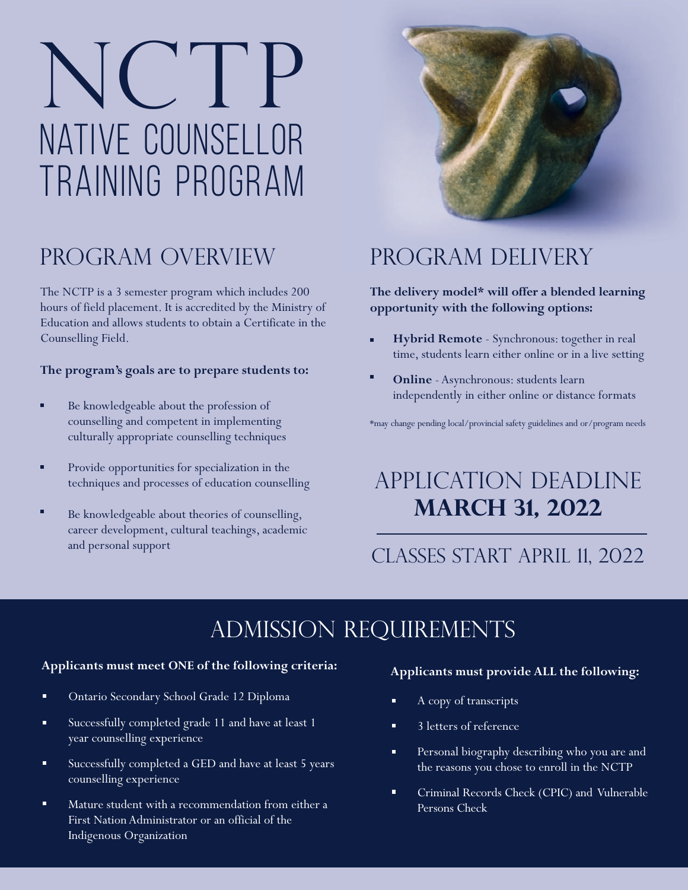# NCTP

# NATIVE COUNSELLOR TRAINING PROGRAM

## PROGRAM OVERVIEW

The NCTP is a 3 semester program which includes 200 hours of field placement. It is accredited by the Ministry of Education and allows students to obtain a Certificate in the Counselling Field.

**The program's goals are to prepare students to:**

- Be knowledgeable about the profession of counselling and competent in implementing culturally appropriate counselling techniques
- Provide opportunities for specialization in the techniques and processes of education counselling
- Be knowledgeable about theories of counselling, career development, cultural teachings, academic and personal support

## PROGRAM DELIVERY

**The delivery model* will offer a blended learning opportunity with the following options:**

- **Hybrid Remote** - Synchronous: together in real time, students learn either online or in a live setting
- **Online** - Asynchronous: students learn independently in either online or distance formats

*may change pending local/provincial safety guidelines and or/program needs

## APPLICATION DEADLINE **MARCH 31, 2022**

## CLASSES START APRIL 11, 2022

## ADMISSION REQUIREMENTS

**Applicants must meet ONE of the following criteria:**

- Ontario Secondary School Grade 12 Diploma
- Successfully completed grade 11 and have at least 1 year counselling experience
- Successfully completed a GED and have at least 5 years counselling experience
- Mature student with a recommendation from either a First Nation Administrator or an official of the Indigenous Organization

**Applicants must provide ALL the following:**

- A copy of transcripts
- 3 letters of reference
- Personal biography describing who you are and the reasons you chose to enroll in the NCTP
- Criminal Records Check (CPIC) and Vulnerable Persons Check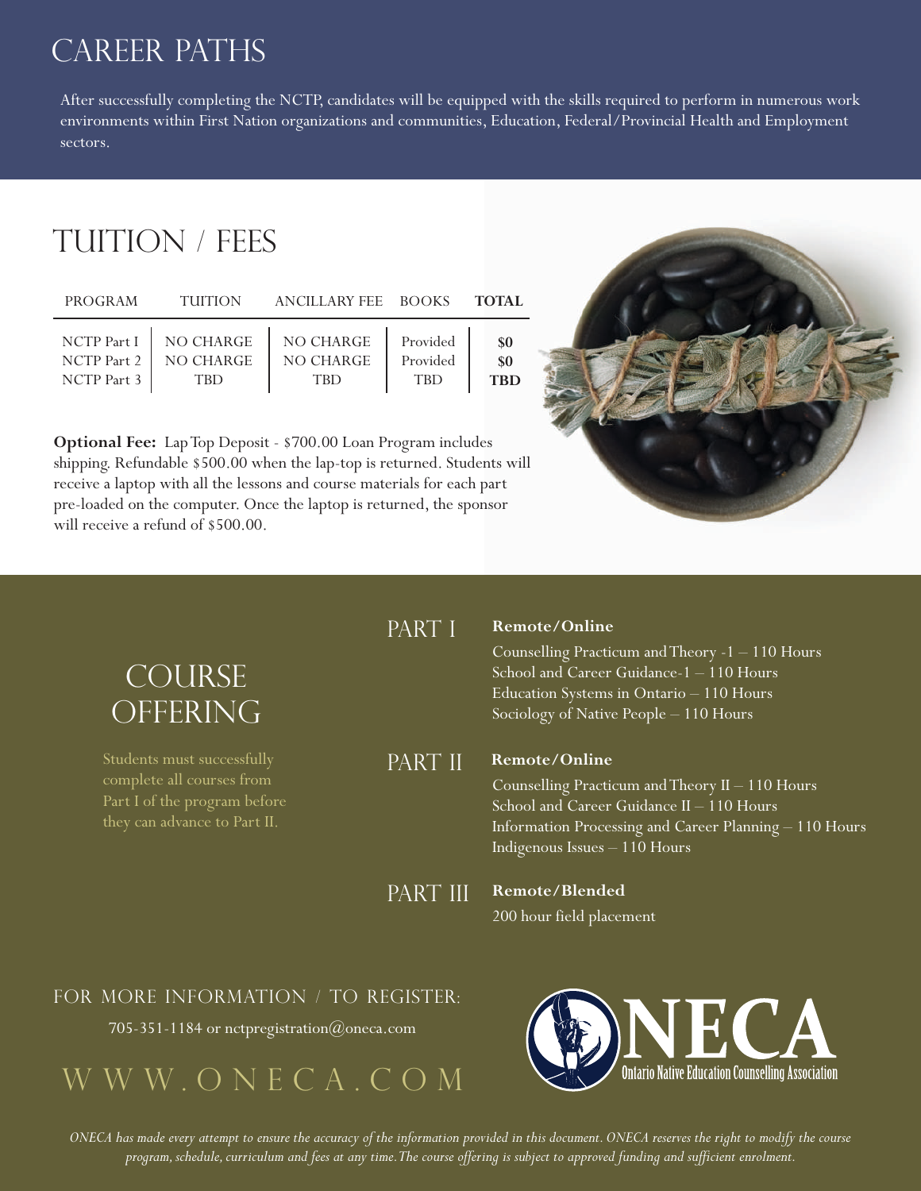# CAREER PATHS

After successfully completing the NCTP, candidates will be equipped with the skills required to perform in numerous work environments within First Nation organizations and communities, Education, Federal/Provincial Health and Employment sectors.

# TUITION / FEES

| PROGRAM | TUITION | ANCILLARY FEE | BOOKS | TOTAL |
|---|---|---|---|---|
| NCTP Part I | NO CHARGE | NO CHARGE | Provided | **$0** |
| NCTP Part 2 | NO CHARGE | NO CHARGE | Provided | **$0** |
| NCTP Part 3 | TBD | TBD | TBD | **TBD** |

**Optional Fee:** Lap Top Deposit - $700.00 Loan Program includes shipping. Refundable $500.00 when the lap-top is returned. Students will receive a laptop with all the lessons and course materials for each part pre-loaded on the computer. Once the laptop is returned, the sponsor will receive a refund of $500.00.

# COURSE OFFERING

Students must successfully complete all courses from Part I of the program before they can advance to Part II.

## PART I

**Remote/Online**

Counselling Practicum and Theory -1 – 110 Hours
School and Career Guidance-1 – 110 Hours
Education Systems in Ontario – 110 Hours
Sociology of Native People – 110 Hours

## PART II

**Remote/Online**

Counselling Practicum and Theory II – 110 Hours
School and Career Guidance II – 110 Hours
Information Processing and Career Planning – 110 Hours
Indigenous Issues – 110 Hours

## PART III

**Remote/Blended**

200 hour field placement

## FOR MORE INFORMATION / TO REGISTER:

705-351-1184 or nctpregistration@oneca.com

WWW.ONECA.COM

ONECA
Ontario Native Education Counselling Association

*ONECA has made every attempt to ensure the accuracy of the information provided in this document. ONECA reserves the right to modify the course program, schedule, curriculum and fees at any time. The course offering is subject to approved funding and sufficient enrolment.*